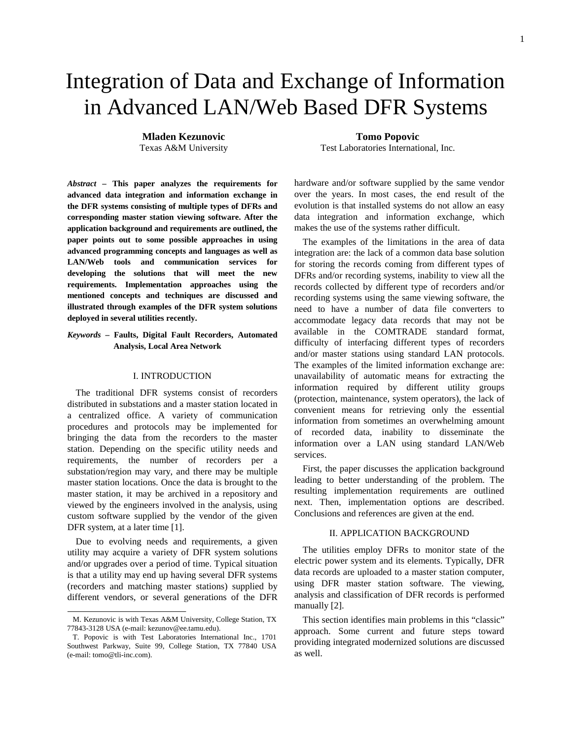# Integration of Data and Exchange of Information in Advanced LAN/Web Based DFR Systems

**Mladen Kezunovic**
Texas A&M University

**Tomo Popovic**
Test Laboratories International, Inc.

***Abstract* – This paper analyzes the requirements for advanced data integration and information exchange in the DFR systems consisting of multiple types of DFRs and corresponding master station viewing software. After the application background and requirements are outlined, the paper points out to some possible approaches in using advanced programming concepts and languages as well as LAN/Web tools and communication services for developing the solutions that will meet the new requirements. Implementation approaches using the mentioned concepts and techniques are discussed and illustrated through examples of the DFR system solutions deployed in several utilities recently.**

***Keywords* – Faults, Digital Fault Recorders, Automated Analysis, Local Area Network**

## I. INTRODUCTION

The traditional DFR systems consist of recorders distributed in substations and a master station located in a centralized office. A variety of communication procedures and protocols may be implemented for bringing the data from the recorders to the master station. Depending on the specific utility needs and requirements, the number of recorders per a substation/region may vary, and there may be multiple master station locations. Once the data is brought to the master station, it may be archived in a repository and viewed by the engineers involved in the analysis, using custom software supplied by the vendor of the given DFR system, at a later time [1].

Due to evolving needs and requirements, a given utility may acquire a variety of DFR system solutions and/or upgrades over a period of time. Typical situation is that a utility may end up having several DFR systems (recorders and matching master stations) supplied by different vendors, or several generations of the DFR hardware and/or software supplied by the same vendor over the years. In most cases, the end result of the evolution is that installed systems do not allow an easy data integration and information exchange, which makes the use of the systems rather difficult.

The examples of the limitations in the area of data integration are: the lack of a common data base solution for storing the records coming from different types of DFRs and/or recording systems, inability to view all the records collected by different type of recorders and/or recording systems using the same viewing software, the need to have a number of data file converters to accommodate legacy data records that may not be available in the COMTRADE standard format, difficulty of interfacing different types of recorders and/or master stations using standard LAN protocols. The examples of the limited information exchange are: unavailability of automatic means for extracting the information required by different utility groups (protection, maintenance, system operators), the lack of convenient means for retrieving only the essential information from sometimes an overwhelming amount of recorded data, inability to disseminate the information over a LAN using standard LAN/Web services.

First, the paper discusses the application background leading to better understanding of the problem. The resulting implementation requirements are outlined next. Then, implementation options are described. Conclusions and references are given at the end.

## II. APPLICATION BACKGROUND

The utilities employ DFRs to monitor state of the electric power system and its elements. Typically, DFR data records are uploaded to a master station computer, using DFR master station software. The viewing, analysis and classification of DFR records is performed manually [2].

This section identifies main problems in this "classic" approach. Some current and future steps toward providing integrated modernized solutions are discussed as well.

---

M. Kezunovic is with Texas A&M University, College Station, TX 77843-3128 USA (e-mail: kezunov@ee.tamu.edu).

T. Popovic is with Test Laboratories International Inc., 1701 Southwest Parkway, Suite 99, College Station, TX 77840 USA (e-mail: tomo@tli-inc.com).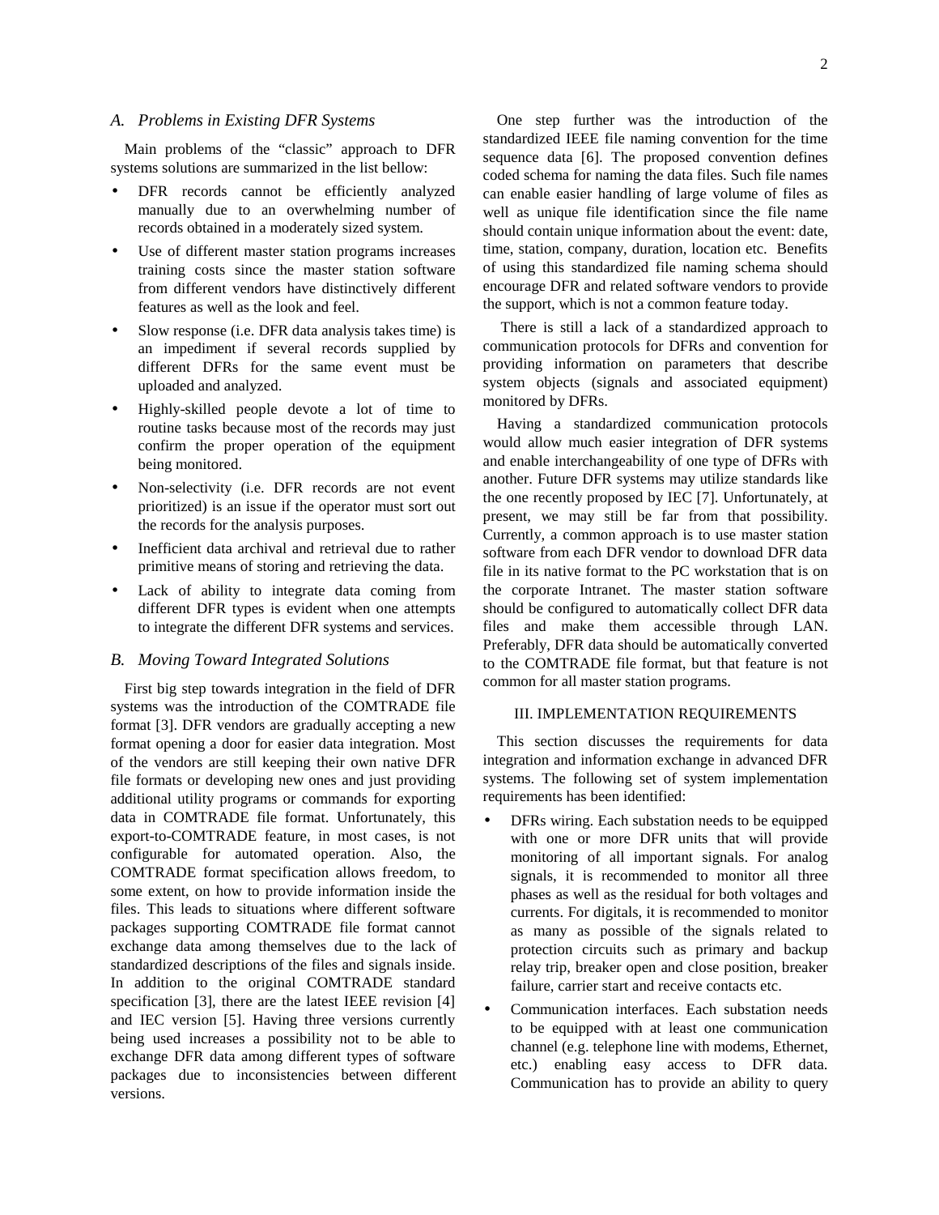### A. Problems in Existing DFR Systems

Main problems of the “classic” approach to DFR systems solutions are summarized in the list bellow:

- DFR records cannot be efficiently analyzed manually due to an overwhelming number of records obtained in a moderately sized system.
- Use of different master station programs increases training costs since the master station software from different vendors have distinctively different features as well as the look and feel.
- Slow response (i.e. DFR data analysis takes time) is an impediment if several records supplied by different DFRs for the same event must be uploaded and analyzed.
- Highly-skilled people devote a lot of time to routine tasks because most of the records may just confirm the proper operation of the equipment being monitored.
- Non-selectivity (i.e. DFR records are not event prioritized) is an issue if the operator must sort out the records for the analysis purposes.
- Inefficient data archival and retrieval due to rather primitive means of storing and retrieving the data.
- Lack of ability to integrate data coming from different DFR types is evident when one attempts to integrate the different DFR systems and services.

### B. Moving Toward Integrated Solutions

First big step towards integration in the field of DFR systems was the introduction of the COMTRADE file format [3]. DFR vendors are gradually accepting a new format opening a door for easier data integration. Most of the vendors are still keeping their own native DFR file formats or developing new ones and just providing additional utility programs or commands for exporting data in COMTRADE file format. Unfortunately, this export-to-COMTRADE feature, in most cases, is not configurable for automated operation. Also, the COMTRADE format specification allows freedom, to some extent, on how to provide information inside the files. This leads to situations where different software packages supporting COMTRADE file format cannot exchange data among themselves due to the lack of standardized descriptions of the files and signals inside. In addition to the original COMTRADE standard specification [3], there are the latest IEEE revision [4] and IEC version [5]. Having three versions currently being used increases a possibility not to be able to exchange DFR data among different types of software packages due to inconsistencies between different versions.

One step further was the introduction of the standardized IEEE file naming convention for the time sequence data [6]. The proposed convention defines coded schema for naming the data files. Such file names can enable easier handling of large volume of files as well as unique file identification since the file name should contain unique information about the event: date, time, station, company, duration, location etc. Benefits of using this standardized file naming schema should encourage DFR and related software vendors to provide the support, which is not a common feature today.

There is still a lack of a standardized approach to communication protocols for DFRs and convention for providing information on parameters that describe system objects (signals and associated equipment) monitored by DFRs.

Having a standardized communication protocols would allow much easier integration of DFR systems and enable interchangeability of one type of DFRs with another. Future DFR systems may utilize standards like the one recently proposed by IEC [7]. Unfortunately, at present, we may still be far from that possibility. Currently, a common approach is to use master station software from each DFR vendor to download DFR data file in its native format to the PC workstation that is on the corporate Intranet. The master station software should be configured to automatically collect DFR data files and make them accessible through LAN. Preferably, DFR data should be automatically converted to the COMTRADE file format, but that feature is not common for all master station programs.

## III. IMPLEMENTATION REQUIREMENTS

This section discusses the requirements for data integration and information exchange in advanced DFR systems. The following set of system implementation requirements has been identified:

- DFRs wiring. Each substation needs to be equipped with one or more DFR units that will provide monitoring of all important signals. For analog signals, it is recommended to monitor all three phases as well as the residual for both voltages and currents. For digitals, it is recommended to monitor as many as possible of the signals related to protection circuits such as primary and backup relay trip, breaker open and close position, breaker failure, carrier start and receive contacts etc.
- Communication interfaces. Each substation needs to be equipped with at least one communication channel (e.g. telephone line with modems, Ethernet, etc.) enabling easy access to DFR data. Communication has to provide an ability to query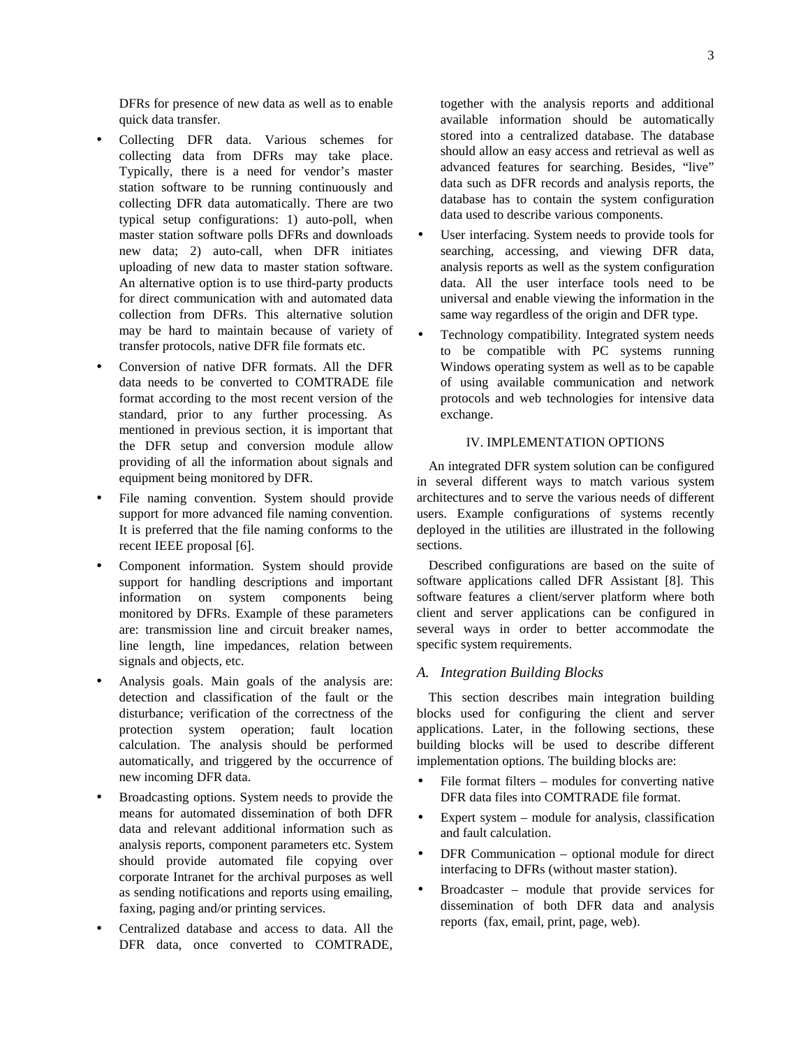DFRs for presence of new data as well as to enable quick data transfer.

- Collecting DFR data. Various schemes for collecting data from DFRs may take place. Typically, there is a need for vendor's master station software to be running continuously and collecting DFR data automatically. There are two typical setup configurations: 1) auto-poll, when master station software polls DFRs and downloads new data; 2) auto-call, when DFR initiates uploading of new data to master station software. An alternative option is to use third-party products for direct communication with and automated data collection from DFRs. This alternative solution may be hard to maintain because of variety of transfer protocols, native DFR file formats etc.
- Conversion of native DFR formats. All the DFR data needs to be converted to COMTRADE file format according to the most recent version of the standard, prior to any further processing. As mentioned in previous section, it is important that the DFR setup and conversion module allow providing of all the information about signals and equipment being monitored by DFR.
- File naming convention. System should provide support for more advanced file naming convention. It is preferred that the file naming conforms to the recent IEEE proposal [6].
- Component information. System should provide support for handling descriptions and important information on system components being monitored by DFRs. Example of these parameters are: transmission line and circuit breaker names, line length, line impedances, relation between signals and objects, etc.
- Analysis goals. Main goals of the analysis are: detection and classification of the fault or the disturbance; verification of the correctness of the protection system operation; fault location calculation. The analysis should be performed automatically, and triggered by the occurrence of new incoming DFR data.
- Broadcasting options. System needs to provide the means for automated dissemination of both DFR data and relevant additional information such as analysis reports, component parameters etc. System should provide automated file copying over corporate Intranet for the archival purposes as well as sending notifications and reports using emailing, faxing, paging and/or printing services.
- Centralized database and access to data. All the DFR data, once converted to COMTRADE, together with the analysis reports and additional available information should be automatically stored into a centralized database. The database should allow an easy access and retrieval as well as advanced features for searching. Besides, "live" data such as DFR records and analysis reports, the database has to contain the system configuration data used to describe various components.
- User interfacing. System needs to provide tools for searching, accessing, and viewing DFR data, analysis reports as well as the system configuration data. All the user interface tools need to be universal and enable viewing the information in the same way regardless of the origin and DFR type.
- Technology compatibility. Integrated system needs to be compatible with PC systems running Windows operating system as well as to be capable of using available communication and network protocols and web technologies for intensive data exchange.

## IV. IMPLEMENTATION OPTIONS

An integrated DFR system solution can be configured in several different ways to match various system architectures and to serve the various needs of different users. Example configurations of systems recently deployed in the utilities are illustrated in the following sections.

Described configurations are based on the suite of software applications called DFR Assistant [8]. This software features a client/server platform where both client and server applications can be configured in several ways in order to better accommodate the specific system requirements.

### *A. Integration Building Blocks*

This section describes main integration building blocks used for configuring the client and server applications. Later, in the following sections, these building blocks will be used to describe different implementation options. The building blocks are:

- File format filters – modules for converting native DFR data files into COMTRADE file format.
- Expert system – module for analysis, classification and fault calculation.
- DFR Communication – optional module for direct interfacing to DFRs (without master station).
- Broadcaster – module that provide services for dissemination of both DFR data and analysis reports (fax, email, print, page, web).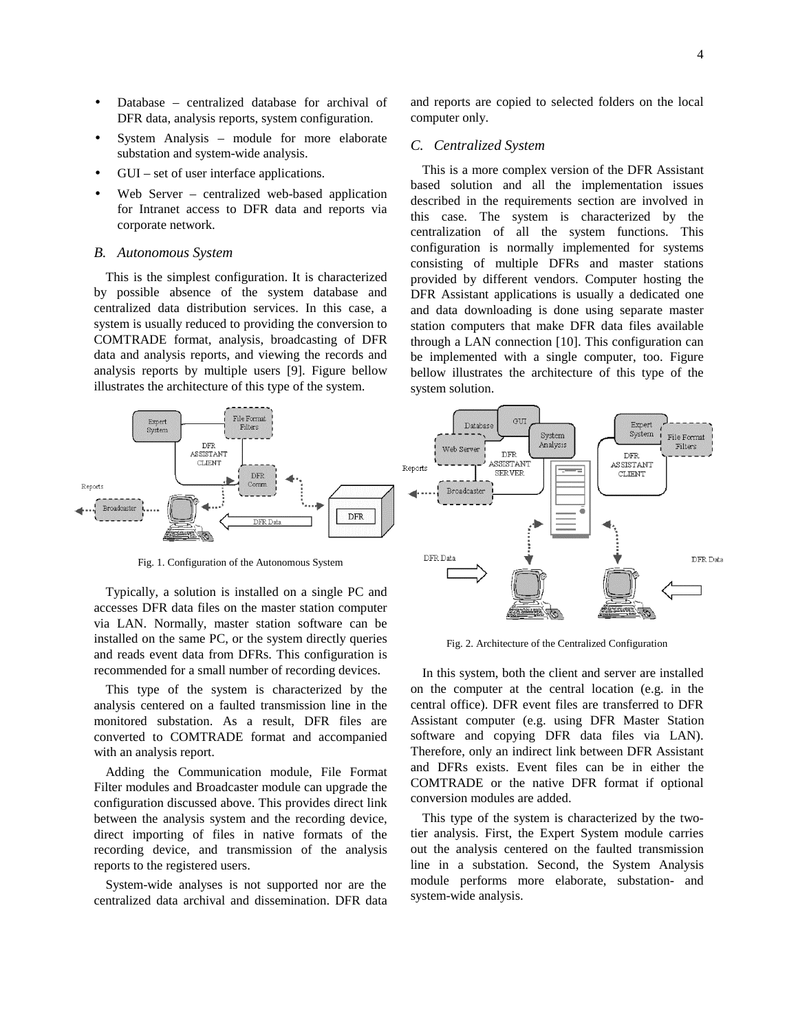- Database – centralized database for archival of DFR data, analysis reports, system configuration.
- System Analysis – module for more elaborate substation and system-wide analysis.
- GUI – set of user interface applications.
- Web Server – centralized web-based application for Intranet access to DFR data and reports via corporate network.

### *B. Autonomous System*

This is the simplest configuration. It is characterized by possible absence of the system database and centralized data distribution services. In this case, a system is usually reduced to providing the conversion to COMTRADE format, analysis, broadcasting of DFR data and analysis reports, and viewing the records and analysis reports by multiple users [9]. Figure bellow illustrates the architecture of this type of the system.

Fig. 1. Configuration of the Autonomous System

Typically, a solution is installed on a single PC and accesses DFR data files on the master station computer via LAN. Normally, master station software can be installed on the same PC, or the system directly queries and reads event data from DFRs. This configuration is recommended for a small number of recording devices.

This type of the system is characterized by the analysis centered on a faulted transmission line in the monitored substation. As a result, DFR files are converted to COMTRADE format and accompanied with an analysis report.

Adding the Communication module, File Format Filter modules and Broadcaster module can upgrade the configuration discussed above. This provides direct link between the analysis system and the recording device, direct importing of files in native formats of the recording device, and transmission of the analysis reports to the registered users.

System-wide analyses is not supported nor are the centralized data archival and dissemination. DFR data and reports are copied to selected folders on the local computer only.

### *C. Centralized System*

This is a more complex version of the DFR Assistant based solution and all the implementation issues described in the requirements section are involved in this case. The system is characterized by the centralization of all the system functions. This configuration is normally implemented for systems consisting of multiple DFRs and master stations provided by different vendors. Computer hosting the DFR Assistant applications is usually a dedicated one and data downloading is done using separate master station computers that make DFR data files available through a LAN connection [10]. This configuration can be implemented with a single computer, too. Figure bellow illustrates the architecture of this type of the system solution.

Fig. 2. Architecture of the Centralized Configuration

In this system, both the client and server are installed on the computer at the central location (e.g. in the central office). DFR event files are transferred to DFR Assistant computer (e.g. using DFR Master Station software and copying DFR data files via LAN). Therefore, only an indirect link between DFR Assistant and DFRs exists. Event files can be in either the COMTRADE or the native DFR format if optional conversion modules are added.

This type of the system is characterized by the two-tier analysis. First, the Expert System module carries out the analysis centered on the faulted transmission line in a substation. Second, the System Analysis module performs more elaborate, substation- and system-wide analysis.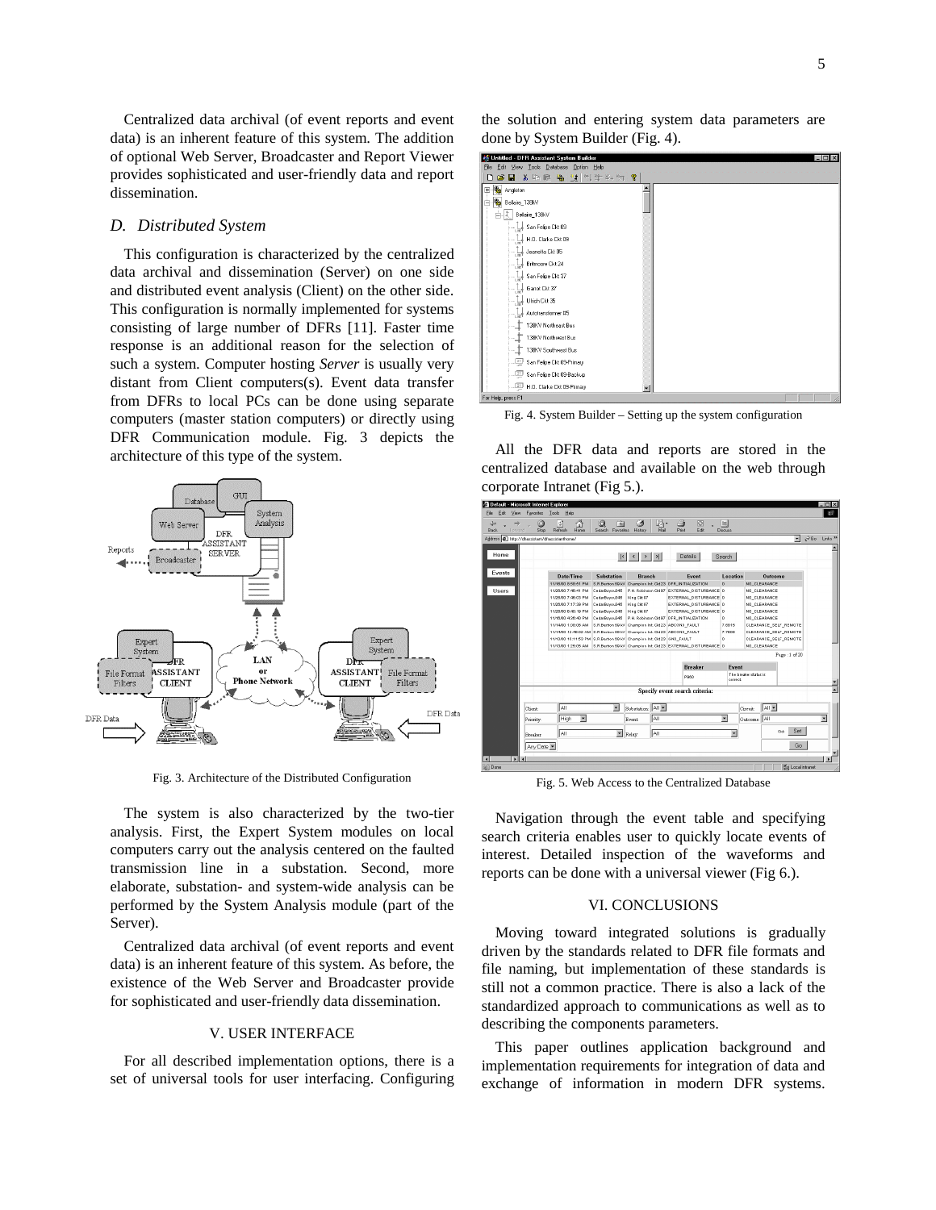Centralized data archival (of event reports and event data) is an inherent feature of this system. The addition of optional Web Server, Broadcaster and Report Viewer provides sophisticated and user-friendly data and report dissemination.

### *D. Distributed System*

This configuration is characterized by the centralized data archival and dissemination (Server) on one side and distributed event analysis (Client) on the other side. This configuration is normally implemented for systems consisting of large number of DFRs [11]. Faster time response is an additional reason for the selection of such a system. Computer hosting *Server* is usually very distant from Client computers(s). Event data transfer from DFRs to local PCs can be done using separate computers (master station computers) or directly using DFR Communication module. Fig. 3 depicts the architecture of this type of the system.

Fig. 3. Architecture of the Distributed Configuration

The system is also characterized by the two-tier analysis. First, the Expert System modules on local computers carry out the analysis centered on the faulted transmission line in a substation. Second, more elaborate, substation- and system-wide analysis can be performed by the System Analysis module (part of the Server).

Centralized data archival (of event reports and event data) is an inherent feature of this system. As before, the existence of the Web Server and Broadcaster provide for sophisticated and user-friendly data dissemination.

## V. USER INTERFACE

For all described implementation options, there is a set of universal tools for user interfacing. Configuring the solution and entering system data parameters are done by System Builder (Fig. 4).

Fig. 4. System Builder – Setting up the system configuration

All the DFR data and reports are stored in the centralized database and available on the web through corporate Intranet (Fig 5.).

Fig. 5. Web Access to the Centralized Database

Navigation through the event table and specifying search criteria enables user to quickly locate events of interest. Detailed inspection of the waveforms and reports can be done with a universal viewer (Fig 6.).

## VI. CONCLUSIONS

Moving toward integrated solutions is gradually driven by the standards related to DFR file formats and file naming, but implementation of these standards is still not a common practice. There is also a lack of the standardized approach to communications as well as to describing the components parameters.

This paper outlines application background and implementation requirements for integration of data and exchange of information in modern DFR systems.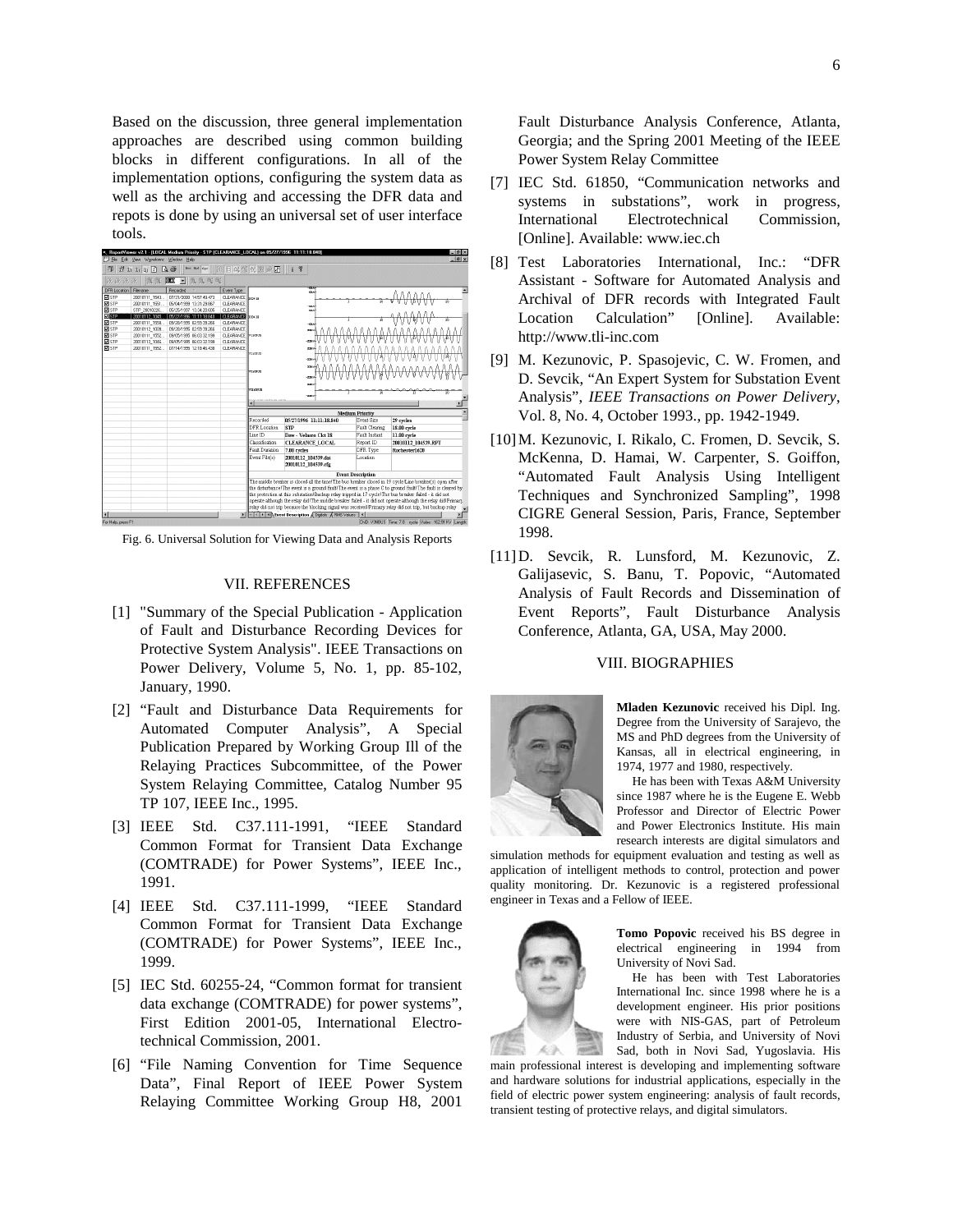Based on the discussion, three general implementation approaches are described using common building blocks in different configurations. In all of the implementation options, configuring the system data as well as the archiving and accessing the DFR data and repots is done by using an universal set of user interface tools.

Fig. 6. Universal Solution for Viewing Data and Analysis Reports

## VII. REFERENCES

[1] "Summary of the Special Publication - Application of Fault and Disturbance Recording Devices for Protective System Analysis". IEEE Transactions on Power Delivery, Volume 5, No. 1, pp. 85-102, January, 1990.

[2] "Fault and Disturbance Data Requirements for Automated Computer Analysis", A Special Publication Prepared by Working Group Ill of the Relaying Practices Subcommittee, of the Power System Relaying Committee, Catalog Number 95 TP 107, IEEE Inc., 1995.

[3] IEEE Std. C37.111-1991, "IEEE Standard Common Format for Transient Data Exchange (COMTRADE) for Power Systems", IEEE Inc., 1991.

[4] IEEE Std. C37.111-1999, "IEEE Standard Common Format for Transient Data Exchange (COMTRADE) for Power Systems", IEEE Inc., 1999.

[5] IEC Std. 60255-24, "Common format for transient data exchange (COMTRADE) for power systems", First Edition 2001-05, International Electro-technical Commission, 2001.

[6] "File Naming Convention for Time Sequence Data", Final Report of IEEE Power System Relaying Committee Working Group H8, 2001 Fault Disturbance Analysis Conference, Atlanta, Georgia; and the Spring 2001 Meeting of the IEEE Power System Relay Committee

[7] IEC Std. 61850, "Communication networks and systems in substations", work in progress, International Electrotechnical Commission, [Online]. Available: www.iec.ch

[8] Test Laboratories International, Inc.: "DFR Assistant - Software for Automated Analysis and Archival of DFR records with Integrated Fault Location Calculation" [Online]. Available: http://www.tli-inc.com

[9] M. Kezunovic, P. Spasojevic, C. W. Fromen, and D. Sevcik, "An Expert System for Substation Event Analysis", *IEEE Transactions on Power Delivery*, Vol. 8, No. 4, October 1993., pp. 1942-1949.

[10] M. Kezunovic, I. Rikalo, C. Fromen, D. Sevcik, S. McKenna, D. Hamai, W. Carpenter, S. Goiffon, "Automated Fault Analysis Using Intelligent Techniques and Synchronized Sampling", 1998 CIGRE General Session, Paris, France, September 1998.

[11] D. Sevcik, R. Lunsford, M. Kezunovic, Z. Galijasevic, S. Banu, T. Popovic, "Automated Analysis of Fault Records and Dissemination of Event Reports", Fault Disturbance Analysis Conference, Atlanta, GA, USA, May 2000.

## VIII. BIOGRAPHIES

**Mladen Kezunovic** received his Dipl. Ing. Degree from the University of Sarajevo, the MS and PhD degrees from the University of Kansas, all in electrical engineering, in 1974, 1977 and 1980, respectively.

He has been with Texas A&M University since 1987 where he is the Eugene E. Webb Professor and Director of Electric Power and Power Electronics Institute. His main research interests are digital simulators and simulation methods for equipment evaluation and testing as well as application of intelligent methods to control, protection and power quality monitoring. Dr. Kezunovic is a registered professional engineer in Texas and a Fellow of IEEE.

**Tomo Popovic** received his BS degree in electrical engineering in 1994 from University of Novi Sad.

He has been with Test Laboratories International Inc. since 1998 where he is a development engineer. His prior positions were with NIS-GAS, part of Petroleum Industry of Serbia, and University of Novi Sad, both in Novi Sad, Yugoslavia. His main professional interest is developing and implementing software and hardware solutions for industrial applications, especially in the field of electric power system engineering: analysis of fault records, transient testing of protective relays, and digital simulators.